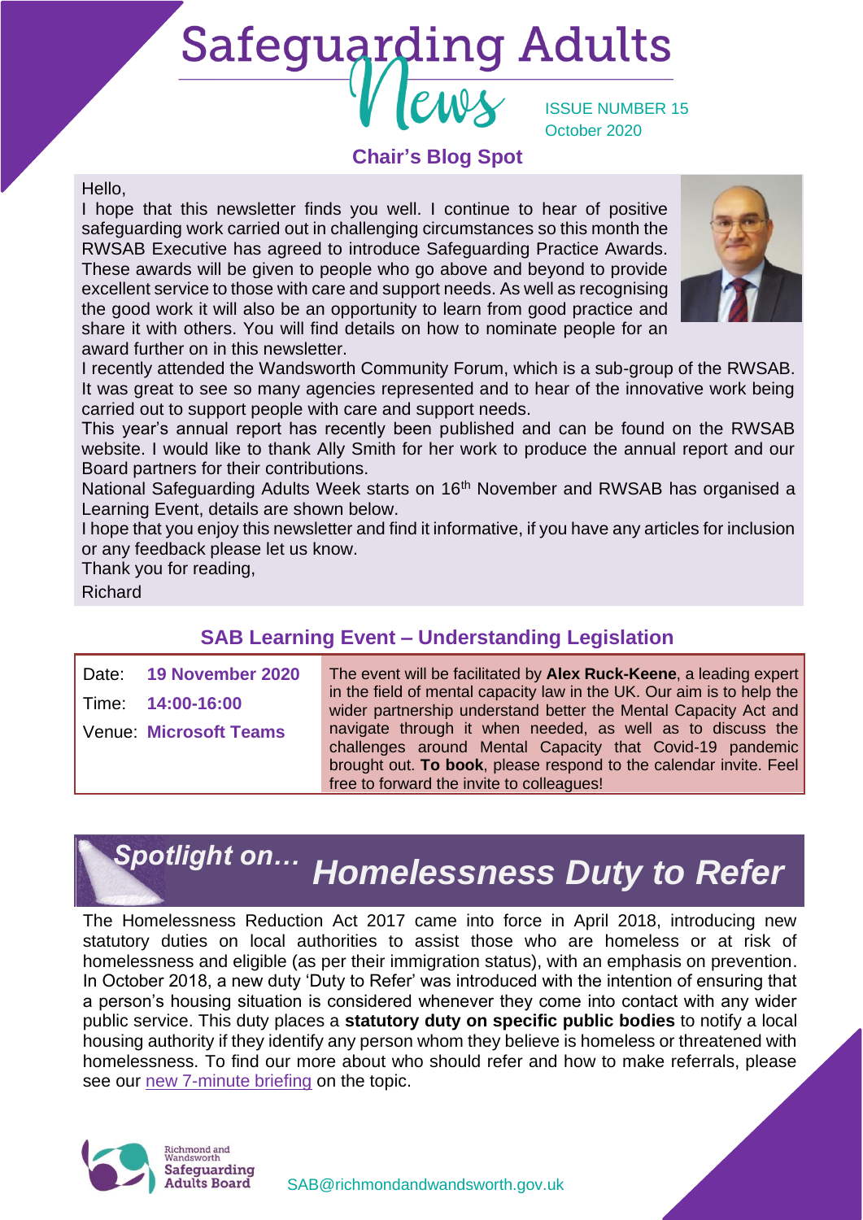# Safeguarding Adults News

ISSUE NUMBER 15
October 2020

## Chair's Blog Spot

Hello,

I hope that this newsletter finds you well. I continue to hear of positive safeguarding work carried out in challenging circumstances so this month the RWSAB Executive has agreed to introduce Safeguarding Practice Awards. These awards will be given to people who go above and beyond to provide excellent service to those with care and support needs. As well as recognising the good work it will also be an opportunity to learn from good practice and share it with others. You will find details on how to nominate people for an award further on in this newsletter.

I recently attended the Wandsworth Community Forum, which is a sub-group of the RWSAB. It was great to see so many agencies represented and to hear of the innovative work being carried out to support people with care and support needs.

This year's annual report has recently been published and can be found on the RWSAB website. I would like to thank Ally Smith for her work to produce the annual report and our Board partners for their contributions.

National Safeguarding Adults Week starts on 16th November and RWSAB has organised a Learning Event, details are shown below.

I hope that you enjoy this newsletter and find it informative, if you have any articles for inclusion or any feedback please let us know.

Thank you for reading,

Richard

## SAB Learning Event – Understanding Legislation

Date: **19 November 2020**
Time: **14:00-16:00**
Venue: **Microsoft Teams**

The event will be facilitated by **Alex Ruck-Keene**, a leading expert in the field of mental capacity law in the UK. Our aim is to help the wider partnership understand better the Mental Capacity Act and navigate through it when needed, as well as to discuss the challenges around Mental Capacity that Covid-19 pandemic brought out. **To book**, please respond to the calendar invite. Feel free to forward the invite to colleagues!

## *Spotlight on… Homelessness Duty to Refer*

The Homelessness Reduction Act 2017 came into force in April 2018, introducing new statutory duties on local authorities to assist those who are homeless or at risk of homelessness and eligible (as per their immigration status), with an emphasis on prevention. In October 2018, a new duty 'Duty to Refer' was introduced with the intention of ensuring that a person's housing situation is considered whenever they come into contact with any wider public service. This duty places a **statutory duty on specific public bodies** to notify a local housing authority if they identify any person whom they believe is homeless or threatened with homelessness. To find our more about who should refer and how to make referrals, please see our new 7-minute briefing on the topic.

Richmond and Wandsworth Safeguarding Adults Board

SAB@richmondandwandsworth.gov.uk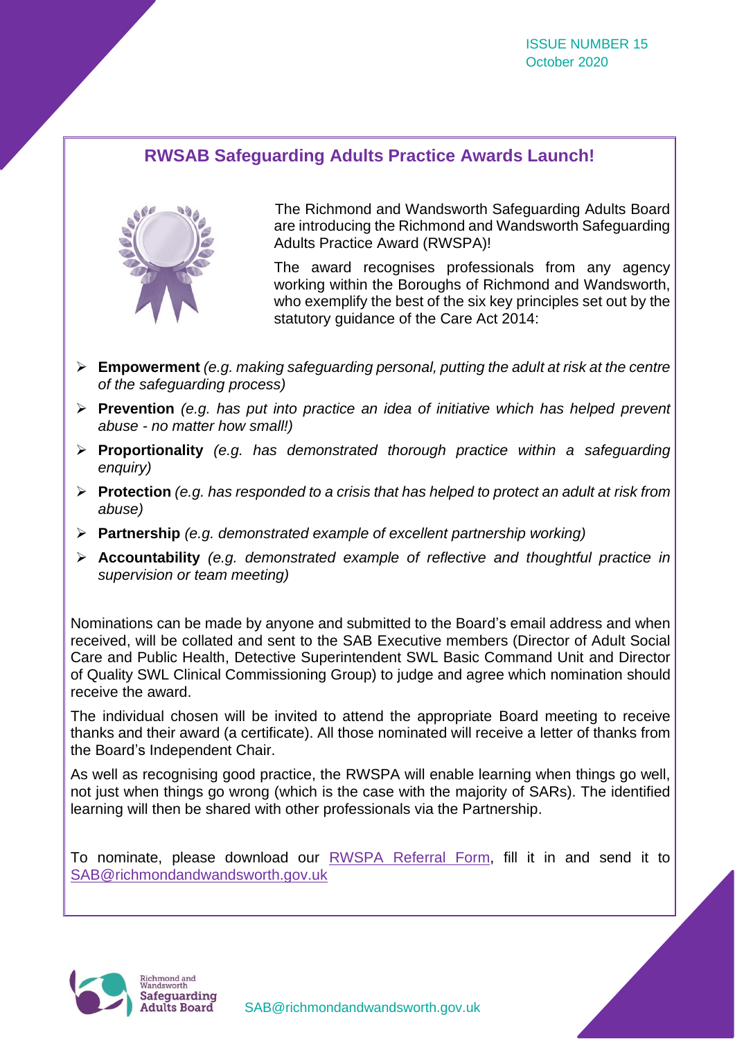ISSUE NUMBER 15
October 2020

## RWSAB Safeguarding Adults Practice Awards Launch!

The Richmond and Wandsworth Safeguarding Adults Board are introducing the Richmond and Wandsworth Safeguarding Adults Practice Award (RWSPA)!

The award recognises professionals from any agency working within the Boroughs of Richmond and Wandsworth, who exemplify the best of the six key principles set out by the statutory guidance of the Care Act 2014:

- **Empowerment** *(e.g. making safeguarding personal, putting the adult at risk at the centre of the safeguarding process)*
- **Prevention** *(e.g. has put into practice an idea of initiative which has helped prevent abuse - no matter how small!)*
- **Proportionality** *(e.g. has demonstrated thorough practice within a safeguarding enquiry)*
- **Protection** *(e.g. has responded to a crisis that has helped to protect an adult at risk from abuse)*
- **Partnership** *(e.g. demonstrated example of excellent partnership working)*
- **Accountability** *(e.g. demonstrated example of reflective and thoughtful practice in supervision or team meeting)*

Nominations can be made by anyone and submitted to the Board's email address and when received, will be collated and sent to the SAB Executive members (Director of Adult Social Care and Public Health, Detective Superintendent SWL Basic Command Unit and Director of Quality SWL Clinical Commissioning Group) to judge and agree which nomination should receive the award.

The individual chosen will be invited to attend the appropriate Board meeting to receive thanks and their award (a certificate). All those nominated will receive a letter of thanks from the Board's Independent Chair.

As well as recognising good practice, the RWSPA will enable learning when things go well, not just when things go wrong (which is the case with the majority of SARs). The identified learning will then be shared with other professionals via the Partnership.

To nominate, please download our RWSPA Referral Form, fill it in and send it to SAB@richmondandwandsworth.gov.uk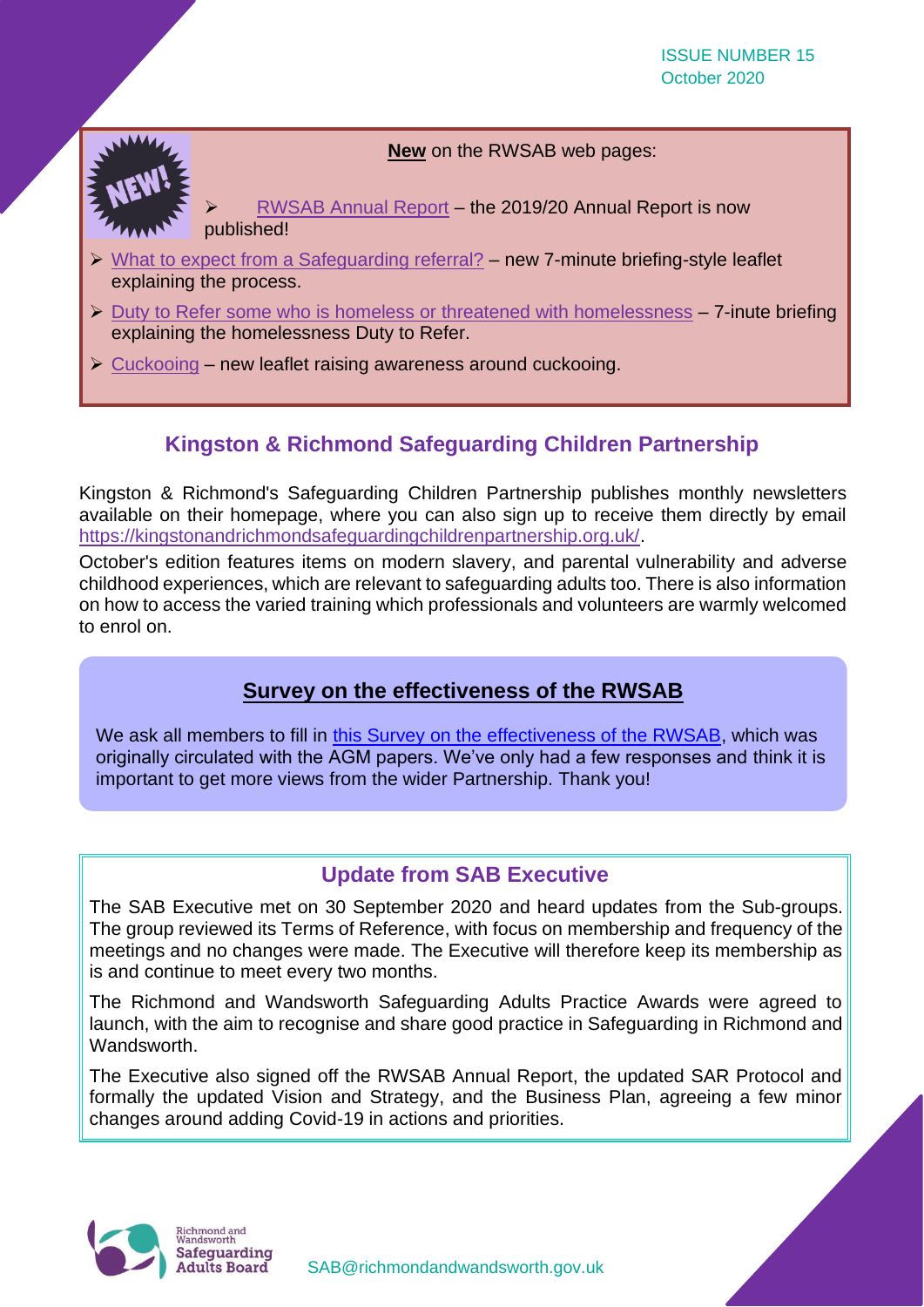**New** on the RWSAB web pages:

- RWSAB Annual Report – the 2019/20 Annual Report is now published!
- What to expect from a Safeguarding referral? – new 7-minute briefing-style leaflet explaining the process.
- Duty to Refer some who is homeless or threatened with homelessness – 7-inute briefing explaining the homelessness Duty to Refer.
- Cuckooing – new leaflet raising awareness around cuckooing.

## Kingston & Richmond Safeguarding Children Partnership

Kingston & Richmond's Safeguarding Children Partnership publishes monthly newsletters available on their homepage, where you can also sign up to receive them directly by email https://kingstonandrichmondsafeguardingchildrenpartnership.org.uk/.

October's edition features items on modern slavery, and parental vulnerability and adverse childhood experiences, which are relevant to safeguarding adults too. There is also information on how to access the varied training which professionals and volunteers are warmly welcomed to enrol on.

## Survey on the effectiveness of the RWSAB

We ask all members to fill in this Survey on the effectiveness of the RWSAB, which was originally circulated with the AGM papers. We've only had a few responses and think it is important to get more views from the wider Partnership. Thank you!

## Update from SAB Executive

The SAB Executive met on 30 September 2020 and heard updates from the Sub-groups. The group reviewed its Terms of Reference, with focus on membership and frequency of the meetings and no changes were made. The Executive will therefore keep its membership as is and continue to meet every two months.

The Richmond and Wandsworth Safeguarding Adults Practice Awards were agreed to launch, with the aim to recognise and share good practice in Safeguarding in Richmond and Wandsworth.

The Executive also signed off the RWSAB Annual Report, the updated SAR Protocol and formally the updated Vision and Strategy, and the Business Plan, agreeing a few minor changes around adding Covid-19 in actions and priorities.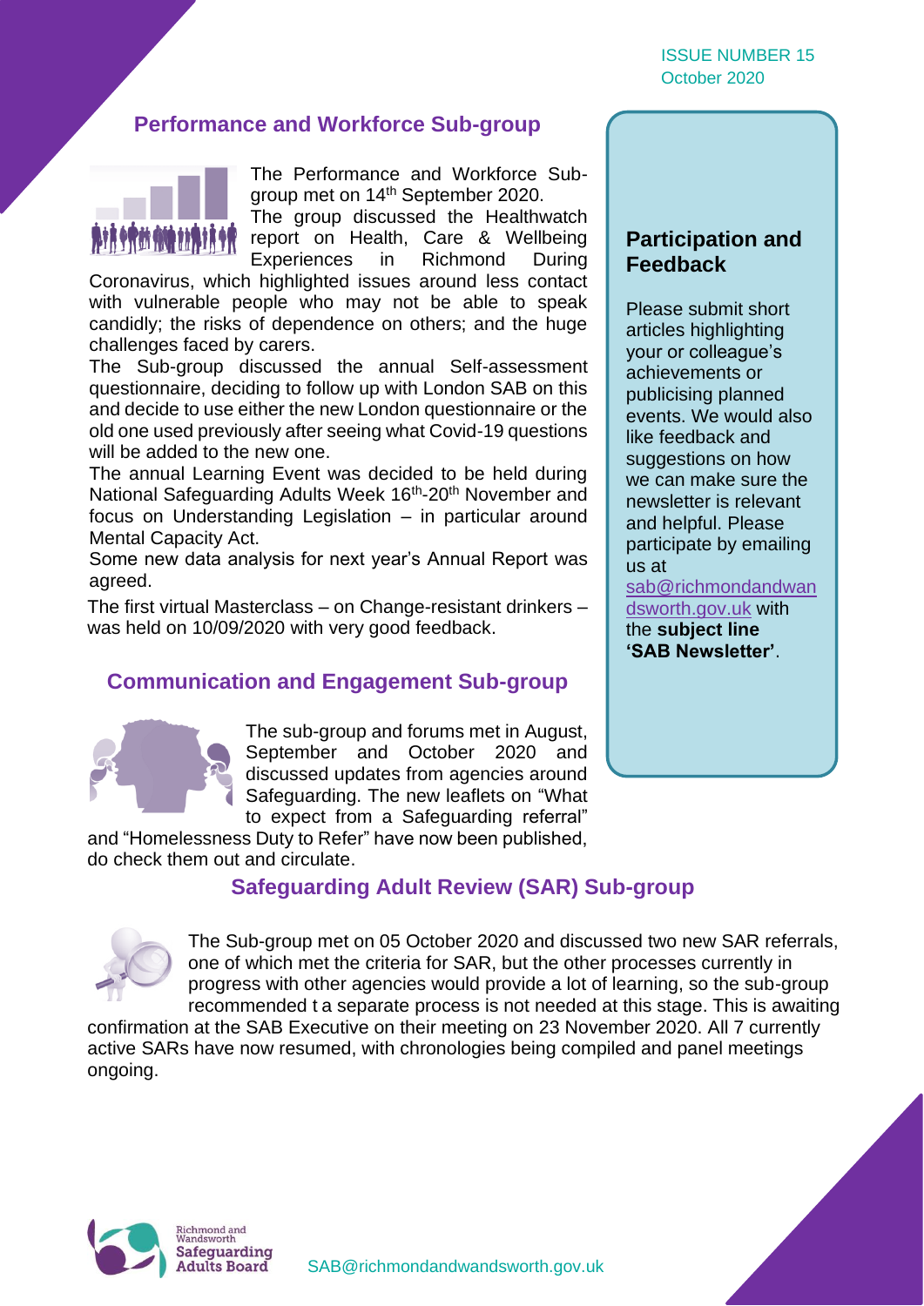## Performance and Workforce Sub-group

The Performance and Workforce Sub-group met on 14th September 2020.

The group discussed the Healthwatch report on Health, Care & Wellbeing Experiences in Richmond During Coronavirus, which highlighted issues around less contact with vulnerable people who may not be able to speak candidly; the risks of dependence on others; and the huge challenges faced by carers.

The Sub-group discussed the annual Self-assessment questionnaire, deciding to follow up with London SAB on this and decide to use either the new London questionnaire or the old one used previously after seeing what Covid-19 questions will be added to the new one.

The annual Learning Event was decided to be held during National Safeguarding Adults Week 16th-20th November and focus on Understanding Legislation – in particular around Mental Capacity Act.

Some new data analysis for next year's Annual Report was agreed.

The first virtual Masterclass – on Change-resistant drinkers – was held on 10/09/2020 with very good feedback.

## Communication and Engagement Sub-group

The sub-group and forums met in August, September and October 2020 and discussed updates from agencies around Safeguarding. The new leaflets on "What to expect from a Safeguarding referral" and "Homelessness Duty to Refer" have now been published, do check them out and circulate.

## Safeguarding Adult Review (SAR) Sub-group

The Sub-group met on 05 October 2020 and discussed two new SAR referrals, one of which met the criteria for SAR, but the other processes currently in progress with other agencies would provide a lot of learning, so the sub-group recommended t a separate process is not needed at this stage. This is awaiting confirmation at the SAB Executive on their meeting on 23 November 2020. All 7 currently active SARs have now resumed, with chronologies being compiled and panel meetings ongoing.

## Participation and Feedback

Please submit short articles highlighting your or colleague's achievements or publicising planned events. We would also like feedback and suggestions on how we can make sure the newsletter is relevant and helpful. Please participate by emailing us at sab@richmondandwandsworth.gov.uk with the **subject line 'SAB Newsletter'**.